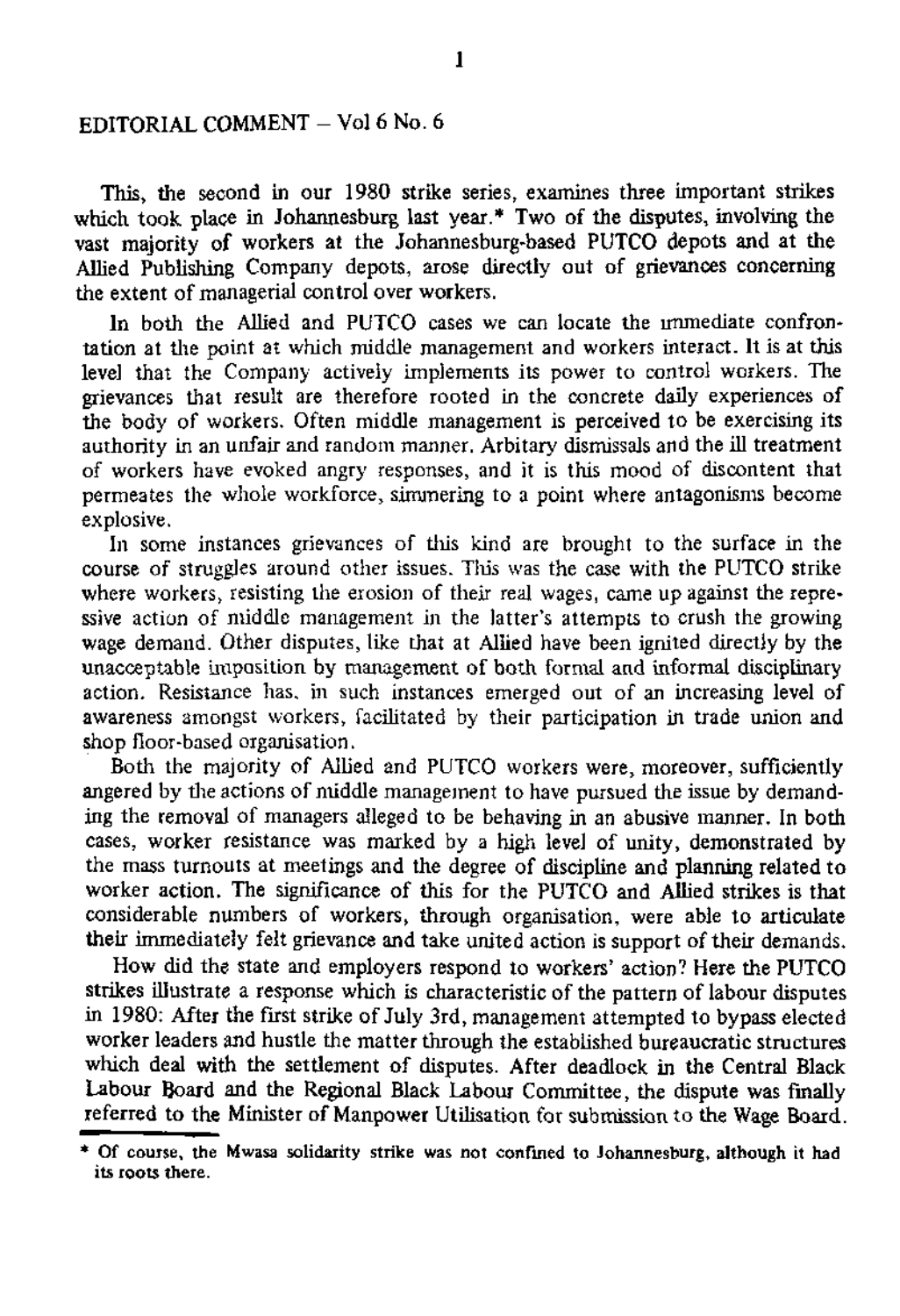# EDITORIAL COMMENT – Vol 6 No. 6

This, the second in our 1980 strike series, examines three important strikes which took place in Johannesburg last year.* Two of the disputes, involving the vast majority of workers at the Johannesburg-based PUTCO depots and at the Allied Publishing Company depots, arose directly out of grievances concerning the extent of managerial control over workers.

In both the Allied and PUTCO cases we can locate the immediate confrontation at the point at which middle management and workers interact. It is at this level that the Company actively implements its power to control workers. The grievances that result are therefore rooted in the concrete daily experiences of the body of workers. Often middle management is perceived to be exercising its authority in an unfair and random manner. Arbitary dismissals and the ill treatment of workers have evoked angry responses, and it is this mood of discontent that permeates the whole workforce, simmering to a point where antagonisms become explosive.

In some instances grievances of this kind are brought to the surface in the course of struggles around other issues. This was the case with the PUTCO strike where workers, resisting the erosion of their real wages, came up against the repressive action of middle management in the latter's attempts to crush the growing wage demand. Other disputes, like that at Allied have been ignited directly by the unacceptable imposition by management of both formal and informal disciplinary action. Resistance has, in such instances emerged out of an increasing level of awareness amongst workers, facilitated by their participation in trade union and shop floor-based organisation.

Both the majority of Allied and PUTCO workers were, moreover, sufficiently angered by the actions of middle management to have pursued the issue by demanding the removal of managers alleged to be behaving in an abusive manner. In both cases, worker resistance was marked by a high level of unity, demonstrated by the mass turnouts at meetings and the degree of discipline and planning related to worker action. The significance of this for the PUTCO and Allied strikes is that considerable numbers of workers, through organisation, were able to articulate their immediately felt grievance and take united action is support of their demands.

How did the state and employers respond to workers' action? Here the PUTCO strikes illustrate a response which is characteristic of the pattern of labour disputes in 1980: After the first strike of July 3rd, management attempted to bypass elected worker leaders and hustle the matter through the established bureaucratic structures which deal with the settlement of disputes. After deadlock in the Central Black Labour Board and the Regional Black Labour Committee, the dispute was finally referred to the Minister of Manpower Utilisation for submission to the Wage Board.

* Of course, the Mwasa solidarity strike was not confined to Johannesburg, although it had its roots there.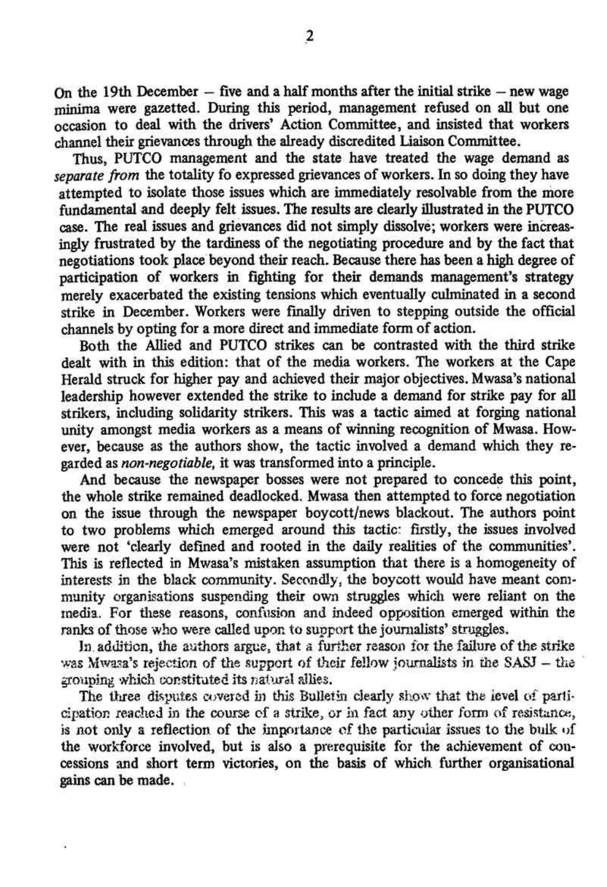On the 19th December – five and a half months after the initial strike – new wage minima were gazetted. During this period, management refused on all but one occasion to deal with the drivers' Action Committee, and insisted that workers channel their grievances through the already discredited Liaison Committee.

Thus, PUTCO management and the state have treated the wage demand as *separate from* the totality fo expressed grievances of workers. In so doing they have attempted to isolate those issues which are immediately resolvable from the more fundamental and deeply felt issues. The results are clearly illustrated in the PUTCO case. The real issues and grievances did not simply dissolve; workers were increasingly frustrated by the tardiness of the negotiating procedure and by the fact that negotiations took place beyond their reach. Because there has been a high degree of participation of workers in fighting for their demands management's strategy merely exacerbated the existing tensions which eventually culminated in a second strike in December. Workers were finally driven to stepping outside the official channels by opting for a more direct and immediate form of action.

Both the Allied and PUTCO strikes can be contrasted with the third strike dealt with in this edition: that of the media workers. The workers at the Cape Herald struck for higher pay and achieved their major objectives. Mwasa's national leadership however extended the strike to include a demand for strike pay for all strikers, including solidarity strikers. This was a tactic aimed at forging national unity amongst media workers as a means of winning recognition of Mwasa. However, because as the authors show, the tactic involved a demand which they regarded as *non-negotiable,* it was transformed into a principle.

And because the newspaper bosses were not prepared to concede this point, the whole strike remained deadlocked. Mwasa then attempted to force negotiation on the issue through the newspaper boycott/news blackout. The authors point to two problems which emerged around this tactic: firstly, the issues involved were not 'clearly defined and rooted in the daily realities of the communities'. This is reflected in Mwasa's mistaken assumption that there is a homogeneity of interests in the black community. Secondly, the boycott would have meant community organisations suspending their own struggles which were reliant on the media. For these reasons, confusion and indeed opposition emerged within the ranks of those who were called upon to support the journalists' struggles.

In addition, the authors argue, that a further reason for the failure of the strike was Mwasa's rejection of the support of their fellow journalists in the SASJ – the grouping which constituted its natural allies.

The three disputes covered in this Bulletin clearly show that the level of participation reached in the course of a strike, or in fact any other form of resistance, is not only a reflection of the importance of the particular issues to the bulk of the workforce involved, but is also a prerequisite for the achievement of concessions and short term victories, on the basis of which further organisational gains can be made.